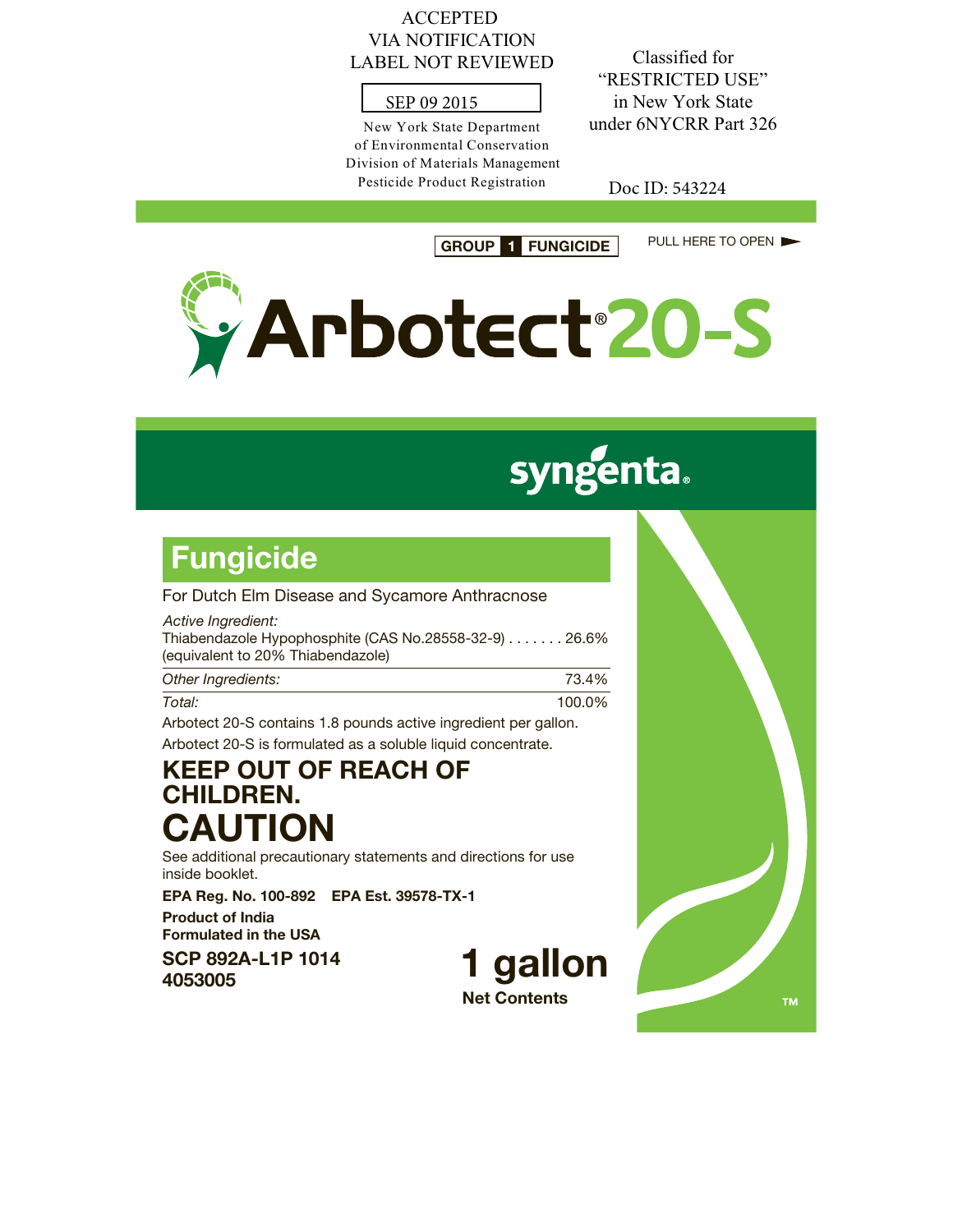ACCEPTED
VIA NOTIFICATION
LABEL NOT REVIEWED

SEP 09 2015

New York State Department
of Environmental Conservation
Division of Materials Management
Pesticide Product Registration

Classified for
"RESTRICTED USE"
in New York State
under 6NYCRR Part 326

Doc ID: 543224

**GROUP 1 FUNGICIDE**

PULL HERE TO OPEN

# Arbotect® 20-S

**syngenta®**

## Fungicide

For Dutch Elm Disease and Sycamore Anthracnose

| *Active Ingredient:* | |
|---|---|
| Thiabendazole Hypophosphite (CAS No.28558-32-9) . . . . . . . | 26.6% |
| (equivalent to 20% Thiabendazole) | |
| *Other Ingredients:* | 73.4% |
| *Total:* | 100.0% |

Arbotect 20-S contains 1.8 pounds active ingredient per gallon.

Arbotect 20-S is formulated as a soluble liquid concentrate.

## KEEP OUT OF REACH OF CHILDREN.

# CAUTION

See additional precautionary statements and directions for use inside booklet.

**EPA Reg. No. 100-892 EPA Est. 39578-TX-1**

**Product of India**
**Formulated in the USA**

**SCP 892A-L1P 1014**
**4053005**

**1 gallon**
**Net Contents**

™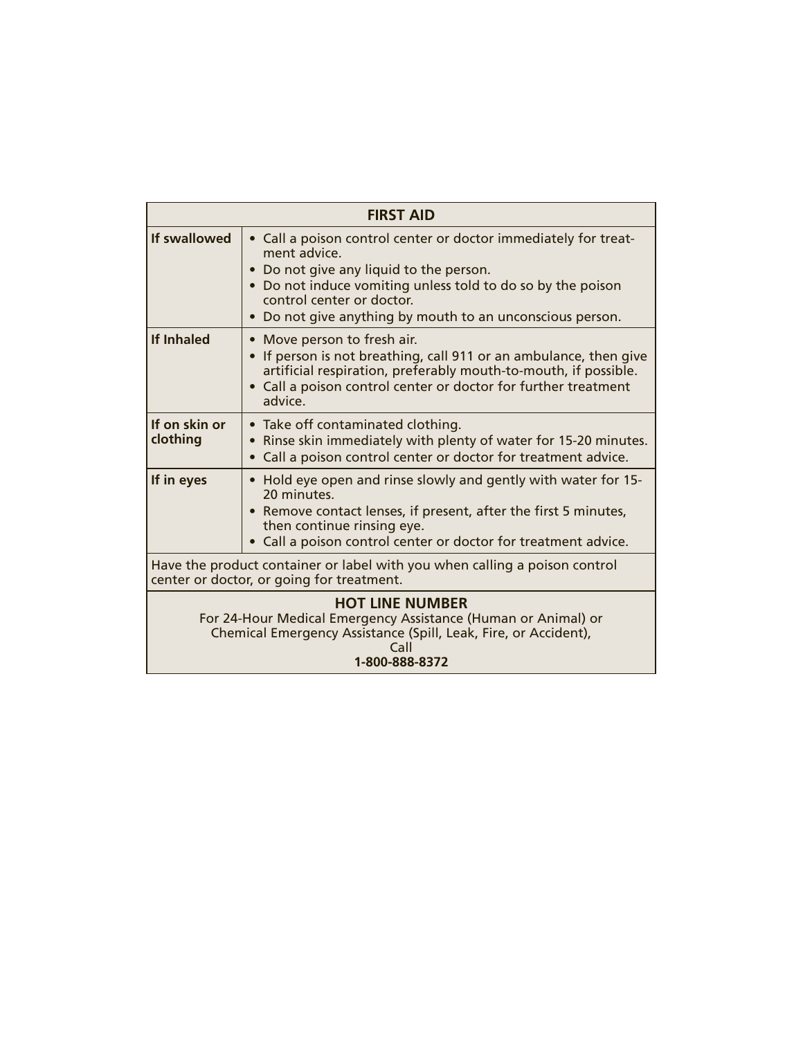| FIRST AID | |
|---|---|
| **If swallowed** | • Call a poison control center or doctor immediately for treatment advice.<br>• Do not give any liquid to the person.<br>• Do not induce vomiting unless told to do so by the poison control center or doctor.<br>• Do not give anything by mouth to an unconscious person. |
| **If Inhaled** | • Move person to fresh air.<br>• If person is not breathing, call 911 or an ambulance, then give artificial respiration, preferably mouth-to-mouth, if possible.<br>• Call a poison control center or doctor for further treatment advice. |
| **If on skin or clothing** | • Take off contaminated clothing.<br>• Rinse skin immediately with plenty of water for 15-20 minutes.<br>• Call a poison control center or doctor for treatment advice. |
| **If in eyes** | • Hold eye open and rinse slowly and gently with water for 15-20 minutes.<br>• Remove contact lenses, if present, after the first 5 minutes, then continue rinsing eye.<br>• Call a poison control center or doctor for treatment advice. |
| Have the product container or label with you when calling a poison control center or doctor, or going for treatment. | |
| **HOT LINE NUMBER**<br>For 24-Hour Medical Emergency Assistance (Human or Animal) or Chemical Emergency Assistance (Spill, Leak, Fire, or Accident), Call<br>**1-800-888-8372** | |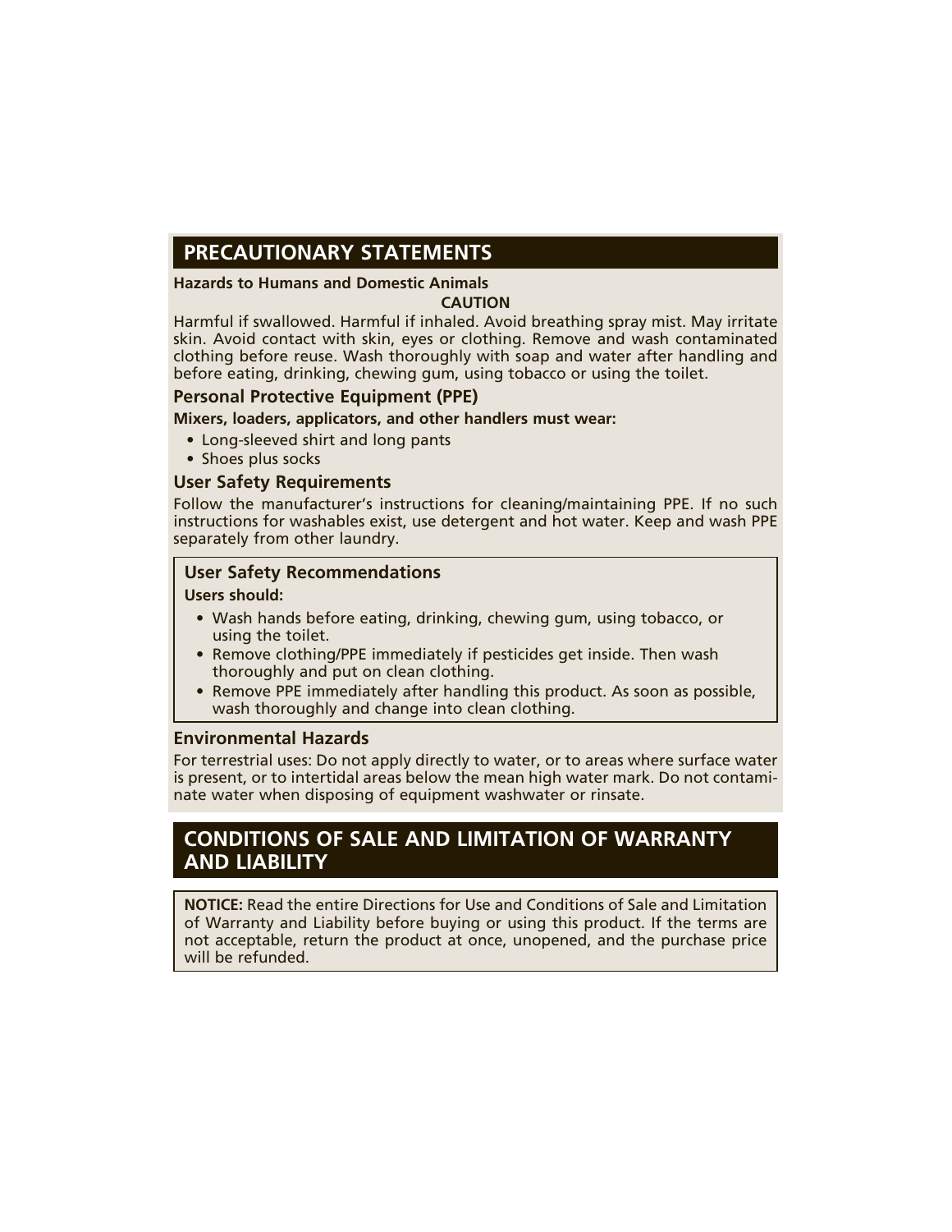## PRECAUTIONARY STATEMENTS

**Hazards to Humans and Domestic Animals**

**CAUTION**

Harmful if swallowed. Harmful if inhaled. Avoid breathing spray mist. May irritate skin. Avoid contact with skin, eyes or clothing. Remove and wash contaminated clothing before reuse. Wash thoroughly with soap and water after handling and before eating, drinking, chewing gum, using tobacco or using the toilet.

### Personal Protective Equipment (PPE)

**Mixers, loaders, applicators, and other handlers must wear:**

- Long-sleeved shirt and long pants
- Shoes plus socks

### User Safety Requirements

Follow the manufacturer's instructions for cleaning/maintaining PPE. If no such instructions for washables exist, use detergent and hot water. Keep and wash PPE separately from other laundry.

### User Safety Recommendations

**Users should:**

- Wash hands before eating, drinking, chewing gum, using tobacco, or using the toilet.
- Remove clothing/PPE immediately if pesticides get inside. Then wash thoroughly and put on clean clothing.
- Remove PPE immediately after handling this product. As soon as possible, wash thoroughly and change into clean clothing.

### Environmental Hazards

For terrestrial uses: Do not apply directly to water, or to areas where surface water is present, or to intertidal areas below the mean high water mark. Do not contaminate water when disposing of equipment washwater or rinsate.

## CONDITIONS OF SALE AND LIMITATION OF WARRANTY AND LIABILITY

**NOTICE:** Read the entire Directions for Use and Conditions of Sale and Limitation of Warranty and Liability before buying or using this product. If the terms are not acceptable, return the product at once, unopened, and the purchase price will be refunded.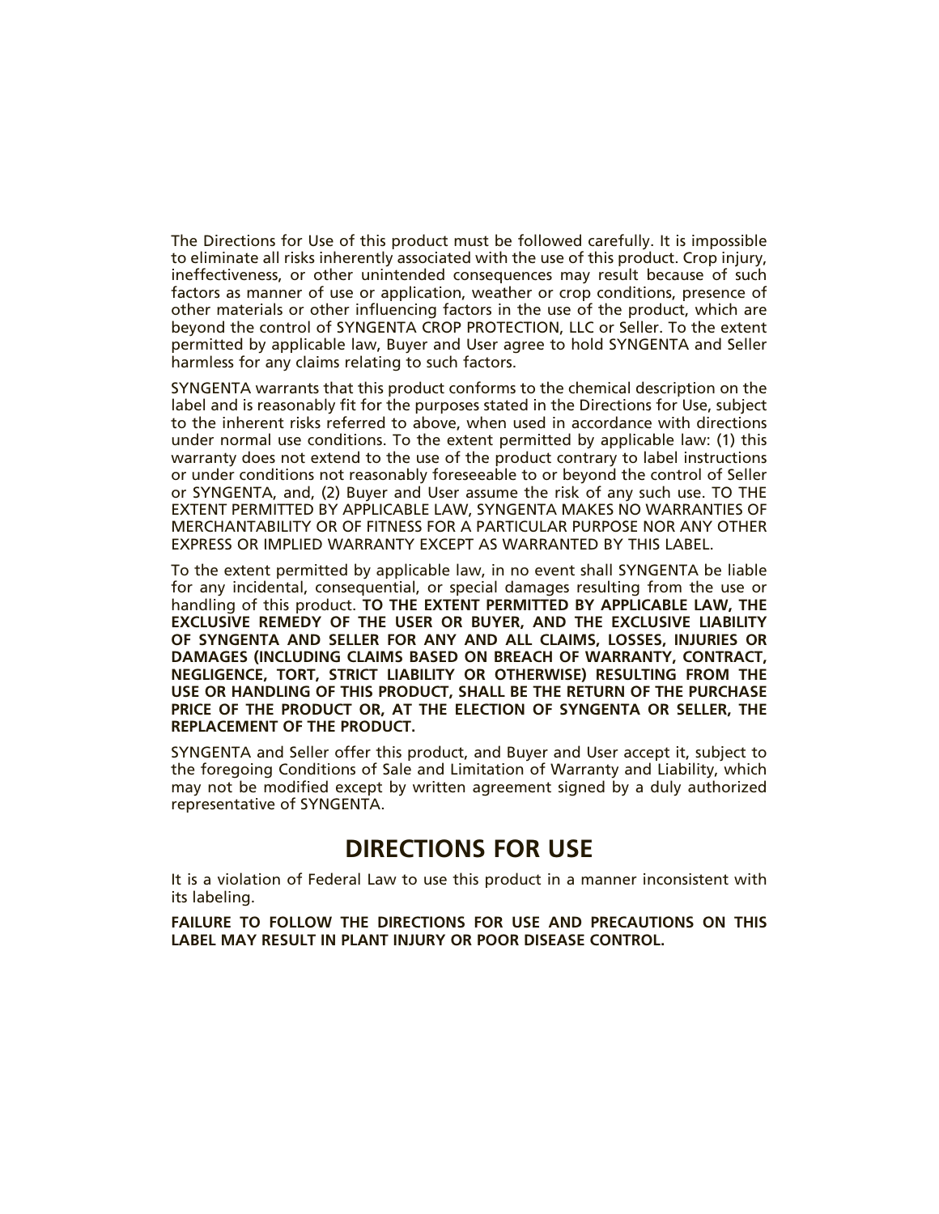The Directions for Use of this product must be followed carefully. It is impossible to eliminate all risks inherently associated with the use of this product. Crop injury, ineffectiveness, or other unintended consequences may result because of such factors as manner of use or application, weather or crop conditions, presence of other materials or other influencing factors in the use of the product, which are beyond the control of SYNGENTA CROP PROTECTION, LLC or Seller. To the extent permitted by applicable law, Buyer and User agree to hold SYNGENTA and Seller harmless for any claims relating to such factors.

SYNGENTA warrants that this product conforms to the chemical description on the label and is reasonably fit for the purposes stated in the Directions for Use, subject to the inherent risks referred to above, when used in accordance with directions under normal use conditions. To the extent permitted by applicable law: (1) this warranty does not extend to the use of the product contrary to label instructions or under conditions not reasonably foreseeable to or beyond the control of Seller or SYNGENTA, and, (2) Buyer and User assume the risk of any such use. TO THE EXTENT PERMITTED BY APPLICABLE LAW, SYNGENTA MAKES NO WARRANTIES OF MERCHANTABILITY OR OF FITNESS FOR A PARTICULAR PURPOSE NOR ANY OTHER EXPRESS OR IMPLIED WARRANTY EXCEPT AS WARRANTED BY THIS LABEL.

To the extent permitted by applicable law, in no event shall SYNGENTA be liable for any incidental, consequential, or special damages resulting from the use or handling of this product. **TO THE EXTENT PERMITTED BY APPLICABLE LAW, THE EXCLUSIVE REMEDY OF THE USER OR BUYER, AND THE EXCLUSIVE LIABILITY OF SYNGENTA AND SELLER FOR ANY AND ALL CLAIMS, LOSSES, INJURIES OR DAMAGES (INCLUDING CLAIMS BASED ON BREACH OF WARRANTY, CONTRACT, NEGLIGENCE, TORT, STRICT LIABILITY OR OTHERWISE) RESULTING FROM THE USE OR HANDLING OF THIS PRODUCT, SHALL BE THE RETURN OF THE PURCHASE PRICE OF THE PRODUCT OR, AT THE ELECTION OF SYNGENTA OR SELLER, THE REPLACEMENT OF THE PRODUCT.**

SYNGENTA and Seller offer this product, and Buyer and User accept it, subject to the foregoing Conditions of Sale and Limitation of Warranty and Liability, which may not be modified except by written agreement signed by a duly authorized representative of SYNGENTA.

## DIRECTIONS FOR USE

It is a violation of Federal Law to use this product in a manner inconsistent with its labeling.

**FAILURE TO FOLLOW THE DIRECTIONS FOR USE AND PRECAUTIONS ON THIS LABEL MAY RESULT IN PLANT INJURY OR POOR DISEASE CONTROL.**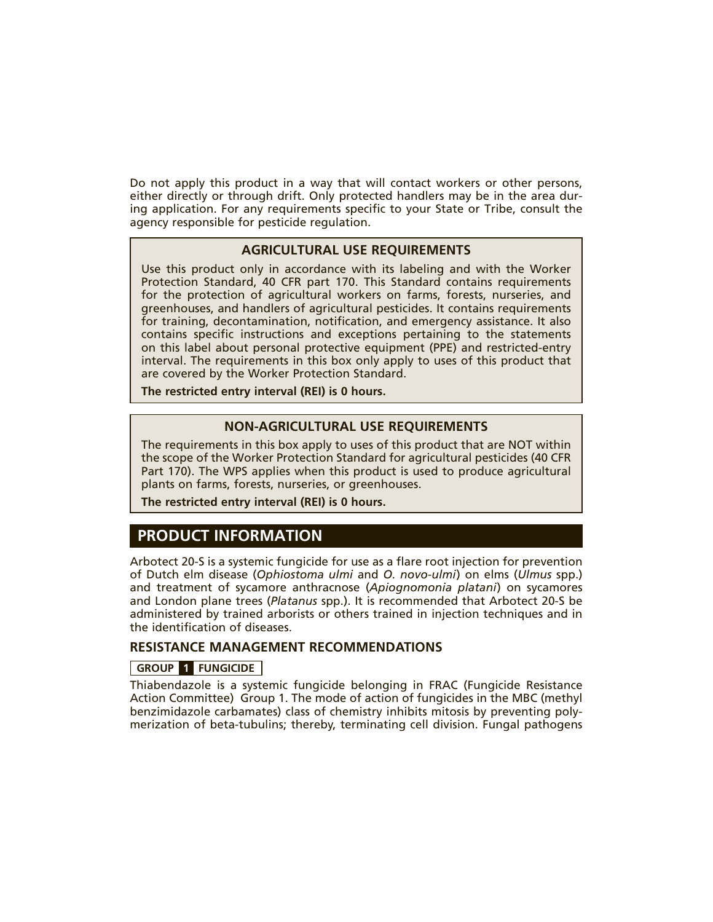Do not apply this product in a way that will contact workers or other persons, either directly or through drift. Only protected handlers may be in the area during application. For any requirements specific to your State or Tribe, consult the agency responsible for pesticide regulation.

### AGRICULTURAL USE REQUIREMENTS

Use this product only in accordance with its labeling and with the Worker Protection Standard, 40 CFR part 170. This Standard contains requirements for the protection of agricultural workers on farms, forests, nurseries, and greenhouses, and handlers of agricultural pesticides. It contains requirements for training, decontamination, notification, and emergency assistance. It also contains specific instructions and exceptions pertaining to the statements on this label about personal protective equipment (PPE) and restricted-entry interval. The requirements in this box only apply to uses of this product that are covered by the Worker Protection Standard.

**The restricted entry interval (REI) is 0 hours.**

### NON-AGRICULTURAL USE REQUIREMENTS

The requirements in this box apply to uses of this product that are NOT within the scope of the Worker Protection Standard for agricultural pesticides (40 CFR Part 170). The WPS applies when this product is used to produce agricultural plants on farms, forests, nurseries, or greenhouses.

**The restricted entry interval (REI) is 0 hours.**

## PRODUCT INFORMATION

Arbotect 20-S is a systemic fungicide for use as a flare root injection for prevention of Dutch elm disease (*Ophiostoma ulmi* and *O. novo-ulmi*) on elms (*Ulmus* spp.) and treatment of sycamore anthracnose (*Apiognomonia platani*) on sycamores and London plane trees (*Platanus* spp.). It is recommended that Arbotect 20-S be administered by trained arborists or others trained in injection techniques and in the identification of diseases.

### RESISTANCE MANAGEMENT RECOMMENDATIONS

**GROUP 1 FUNGICIDE**

Thiabendazole is a systemic fungicide belonging in FRAC (Fungicide Resistance Action Committee) Group 1. The mode of action of fungicides in the MBC (methyl benzimidazole carbamates) class of chemistry inhibits mitosis by preventing polymerization of beta-tubulins; thereby, terminating cell division. Fungal pathogens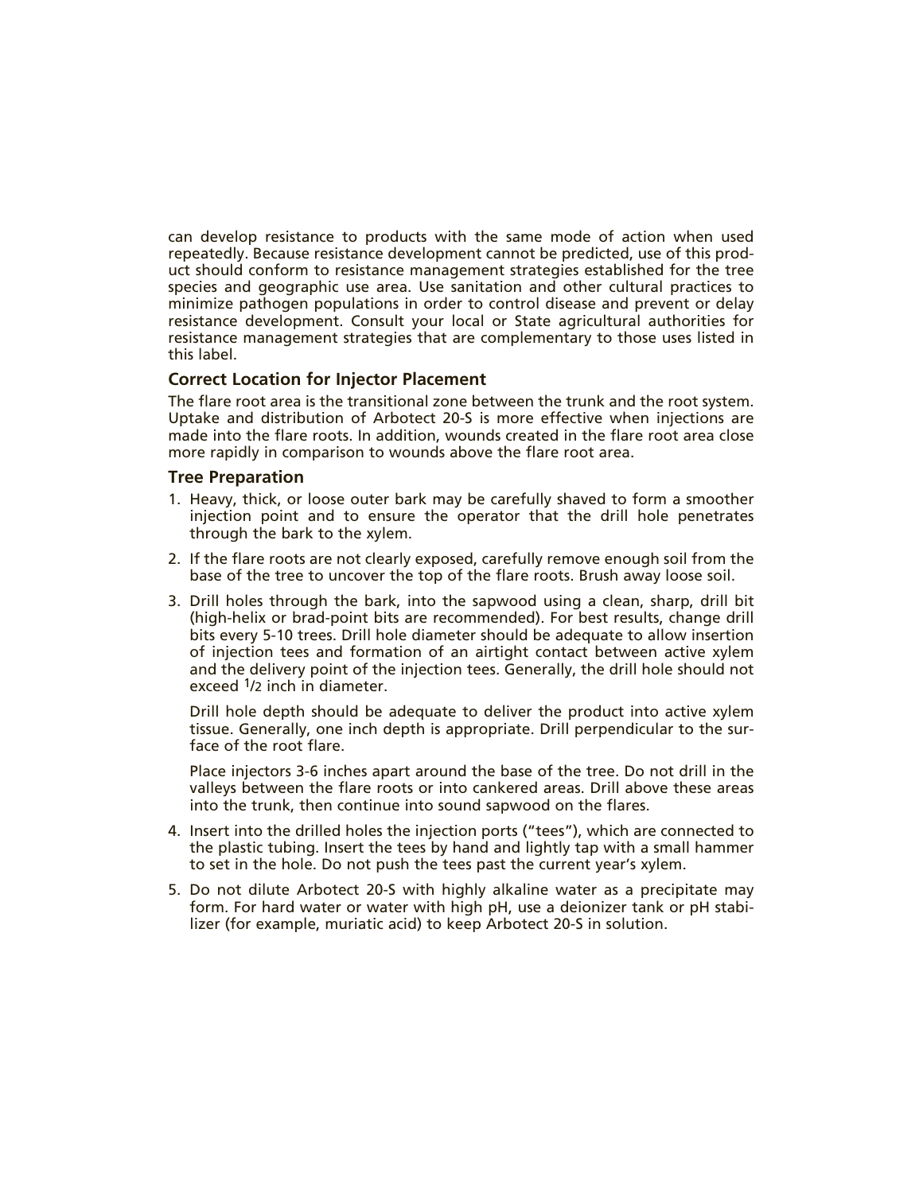can develop resistance to products with the same mode of action when used repeatedly. Because resistance development cannot be predicted, use of this product should conform to resistance management strategies established for the tree species and geographic use area. Use sanitation and other cultural practices to minimize pathogen populations in order to control disease and prevent or delay resistance development. Consult your local or State agricultural authorities for resistance management strategies that are complementary to those uses listed in this label.

### Correct Location for Injector Placement

The flare root area is the transitional zone between the trunk and the root system. Uptake and distribution of Arbotect 20-S is more effective when injections are made into the flare roots. In addition, wounds created in the flare root area close more rapidly in comparison to wounds above the flare root area.

### Tree Preparation

1. Heavy, thick, or loose outer bark may be carefully shaved to form a smoother injection point and to ensure the operator that the drill hole penetrates through the bark to the xylem.
2. If the flare roots are not clearly exposed, carefully remove enough soil from the base of the tree to uncover the top of the flare roots. Brush away loose soil.
3. Drill holes through the bark, into the sapwood using a clean, sharp, drill bit (high-helix or brad-point bits are recommended). For best results, change drill bits every 5-10 trees. Drill hole diameter should be adequate to allow insertion of injection tees and formation of an airtight contact between active xylem and the delivery point of the injection tees. Generally, the drill hole should not exceed 1/2 inch in diameter.

   Drill hole depth should be adequate to deliver the product into active xylem tissue. Generally, one inch depth is appropriate. Drill perpendicular to the surface of the root flare.

   Place injectors 3-6 inches apart around the base of the tree. Do not drill in the valleys between the flare roots or into cankered areas. Drill above these areas into the trunk, then continue into sound sapwood on the flares.
4. Insert into the drilled holes the injection ports ("tees"), which are connected to the plastic tubing. Insert the tees by hand and lightly tap with a small hammer to set in the hole. Do not push the tees past the current year's xylem.
5. Do not dilute Arbotect 20-S with highly alkaline water as a precipitate may form. For hard water or water with high pH, use a deionizer tank or pH stabilizer (for example, muriatic acid) to keep Arbotect 20-S in solution.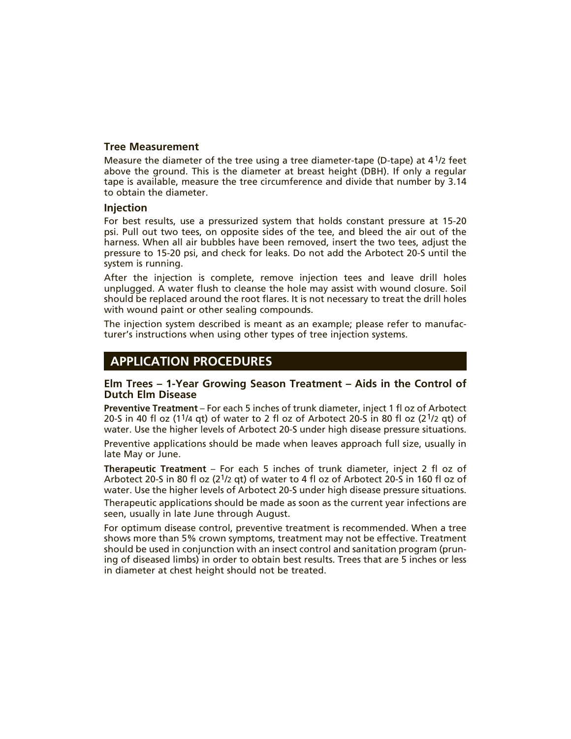### Tree Measurement

Measure the diameter of the tree using a tree diameter-tape (D-tape) at 4 1/2 feet above the ground. This is the diameter at breast height (DBH). If only a regular tape is available, measure the tree circumference and divide that number by 3.14 to obtain the diameter.

### Injection

For best results, use a pressurized system that holds constant pressure at 15-20 psi. Pull out two tees, on opposite sides of the tee, and bleed the air out of the harness. When all air bubbles have been removed, insert the two tees, adjust the pressure to 15-20 psi, and check for leaks. Do not add the Arbotect 20-S until the system is running.

After the injection is complete, remove injection tees and leave drill holes unplugged. A water flush to cleanse the hole may assist with wound closure. Soil should be replaced around the root flares. It is not necessary to treat the drill holes with wound paint or other sealing compounds.

The injection system described is meant as an example; please refer to manufacturer's instructions when using other types of tree injection systems.

## APPLICATION PROCEDURES

### Elm Trees – 1-Year Growing Season Treatment – Aids in the Control of Dutch Elm Disease

**Preventive Treatment** – For each 5 inches of trunk diameter, inject 1 fl oz of Arbotect 20-S in 40 fl oz (1 1/4 qt) of water to 2 fl oz of Arbotect 20-S in 80 fl oz (2 1/2 qt) of water. Use the higher levels of Arbotect 20-S under high disease pressure situations.

Preventive applications should be made when leaves approach full size, usually in late May or June.

**Therapeutic Treatment** – For each 5 inches of trunk diameter, inject 2 fl oz of Arbotect 20-S in 80 fl oz (2 1/2 qt) of water to 4 fl oz of Arbotect 20-S in 160 fl oz of water. Use the higher levels of Arbotect 20-S under high disease pressure situations.

Therapeutic applications should be made as soon as the current year infections are seen, usually in late June through August.

For optimum disease control, preventive treatment is recommended. When a tree shows more than 5% crown symptoms, treatment may not be effective. Treatment should be used in conjunction with an insect control and sanitation program (pruning of diseased limbs) in order to obtain best results. Trees that are 5 inches or less in diameter at chest height should not be treated.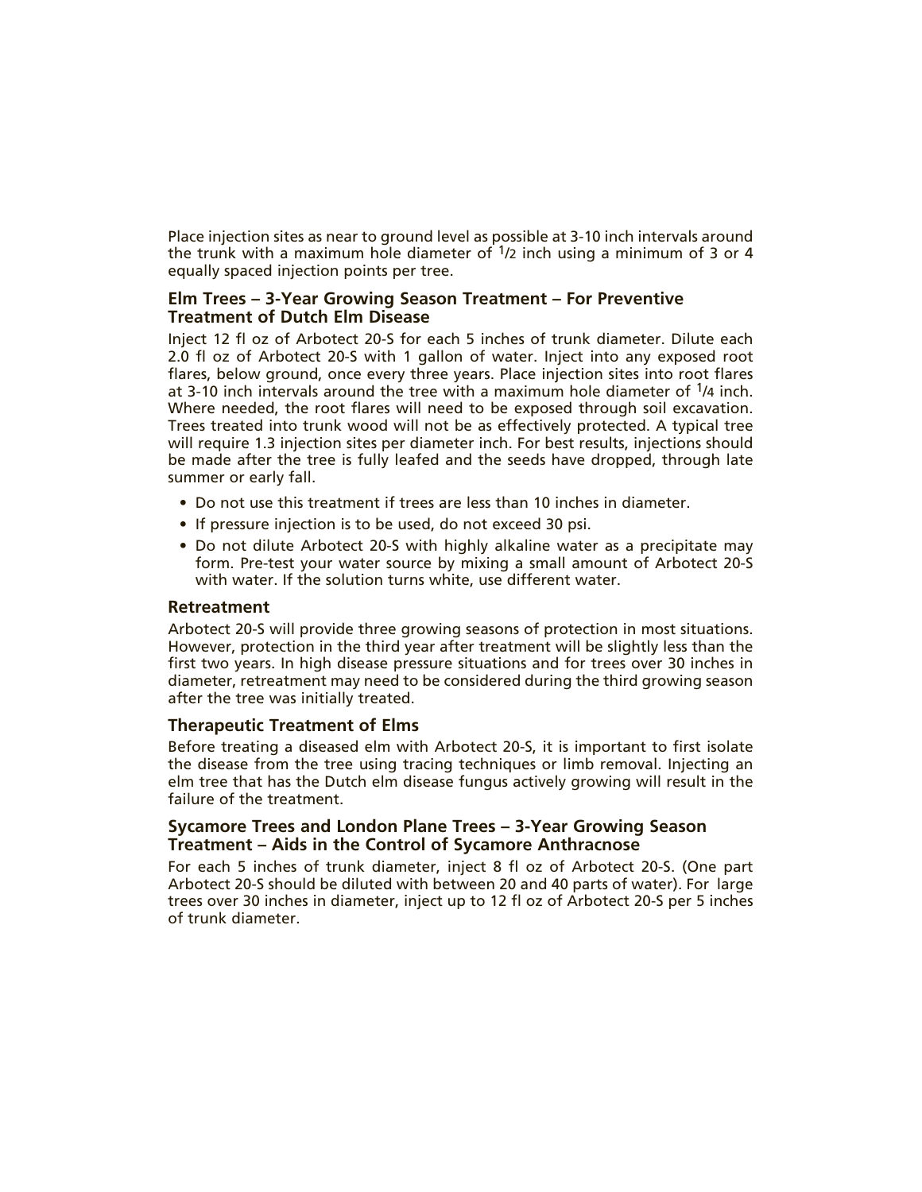Place injection sites as near to ground level as possible at 3-10 inch intervals around the trunk with a maximum hole diameter of 1/2 inch using a minimum of 3 or 4 equally spaced injection points per tree.

### Elm Trees – 3-Year Growing Season Treatment – For Preventive Treatment of Dutch Elm Disease

Inject 12 fl oz of Arbotect 20-S for each 5 inches of trunk diameter. Dilute each 2.0 fl oz of Arbotect 20-S with 1 gallon of water. Inject into any exposed root flares, below ground, once every three years. Place injection sites into root flares at 3-10 inch intervals around the tree with a maximum hole diameter of 1/4 inch. Where needed, the root flares will need to be exposed through soil excavation. Trees treated into trunk wood will not be as effectively protected. A typical tree will require 1.3 injection sites per diameter inch. For best results, injections should be made after the tree is fully leafed and the seeds have dropped, through late summer or early fall.

- Do not use this treatment if trees are less than 10 inches in diameter.
- If pressure injection is to be used, do not exceed 30 psi.
- Do not dilute Arbotect 20-S with highly alkaline water as a precipitate may form. Pre-test your water source by mixing a small amount of Arbotect 20-S with water. If the solution turns white, use different water.

### Retreatment

Arbotect 20-S will provide three growing seasons of protection in most situations. However, protection in the third year after treatment will be slightly less than the first two years. In high disease pressure situations and for trees over 30 inches in diameter, retreatment may need to be considered during the third growing season after the tree was initially treated.

### Therapeutic Treatment of Elms

Before treating a diseased elm with Arbotect 20-S, it is important to first isolate the disease from the tree using tracing techniques or limb removal. Injecting an elm tree that has the Dutch elm disease fungus actively growing will result in the failure of the treatment.

### Sycamore Trees and London Plane Trees – 3-Year Growing Season Treatment – Aids in the Control of Sycamore Anthracnose

For each 5 inches of trunk diameter, inject 8 fl oz of Arbotect 20-S. (One part Arbotect 20-S should be diluted with between 20 and 40 parts of water). For large trees over 30 inches in diameter, inject up to 12 fl oz of Arbotect 20-S per 5 inches of trunk diameter.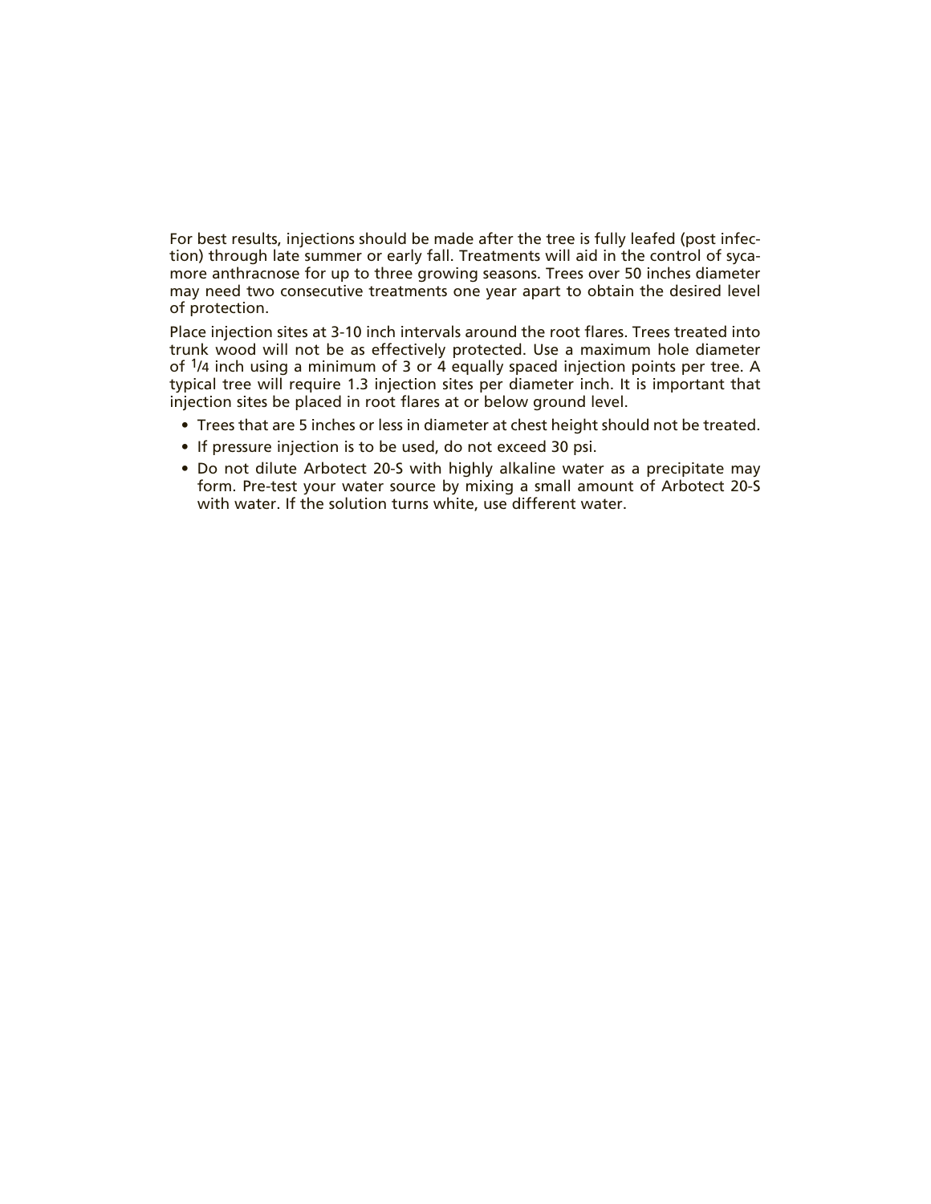For best results, injections should be made after the tree is fully leafed (post infection) through late summer or early fall. Treatments will aid in the control of sycamore anthracnose for up to three growing seasons. Trees over 50 inches diameter may need two consecutive treatments one year apart to obtain the desired level of protection.

Place injection sites at 3-10 inch intervals around the root flares. Trees treated into trunk wood will not be as effectively protected. Use a maximum hole diameter of 1/4 inch using a minimum of 3 or 4 equally spaced injection points per tree. A typical tree will require 1.3 injection sites per diameter inch. It is important that injection sites be placed in root flares at or below ground level.

- Trees that are 5 inches or less in diameter at chest height should not be treated.
- If pressure injection is to be used, do not exceed 30 psi.
- Do not dilute Arbotect 20-S with highly alkaline water as a precipitate may form. Pre-test your water source by mixing a small amount of Arbotect 20-S with water. If the solution turns white, use different water.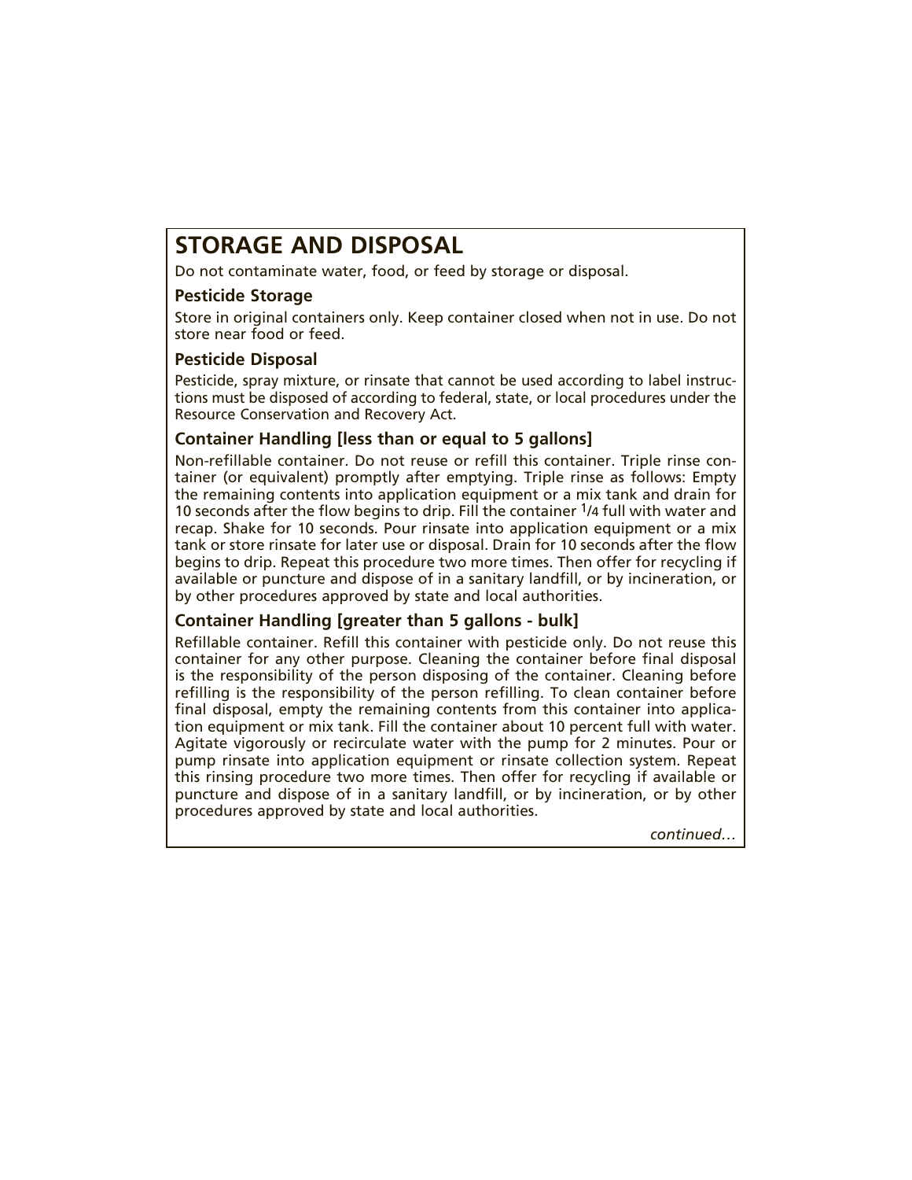## STORAGE AND DISPOSAL

Do not contaminate water, food, or feed by storage or disposal.

### Pesticide Storage

Store in original containers only. Keep container closed when not in use. Do not store near food or feed.

### Pesticide Disposal

Pesticide, spray mixture, or rinsate that cannot be used according to label instructions must be disposed of according to federal, state, or local procedures under the Resource Conservation and Recovery Act.

### Container Handling [less than or equal to 5 gallons]

Non-refillable container. Do not reuse or refill this container. Triple rinse container (or equivalent) promptly after emptying. Triple rinse as follows: Empty the remaining contents into application equipment or a mix tank and drain for 10 seconds after the flow begins to drip. Fill the container 1/4 full with water and recap. Shake for 10 seconds. Pour rinsate into application equipment or a mix tank or store rinsate for later use or disposal. Drain for 10 seconds after the flow begins to drip. Repeat this procedure two more times. Then offer for recycling if available or puncture and dispose of in a sanitary landfill, or by incineration, or by other procedures approved by state and local authorities.

### Container Handling [greater than 5 gallons - bulk]

Refillable container. Refill this container with pesticide only. Do not reuse this container for any other purpose. Cleaning the container before final disposal is the responsibility of the person disposing of the container. Cleaning before refilling is the responsibility of the person refilling. To clean container before final disposal, empty the remaining contents from this container into application equipment or mix tank. Fill the container about 10 percent full with water. Agitate vigorously or recirculate water with the pump for 2 minutes. Pour or pump rinsate into application equipment or rinsate collection system. Repeat this rinsing procedure two more times. Then offer for recycling if available or puncture and dispose of in a sanitary landfill, or by incineration, or by other procedures approved by state and local authorities.

*continued…*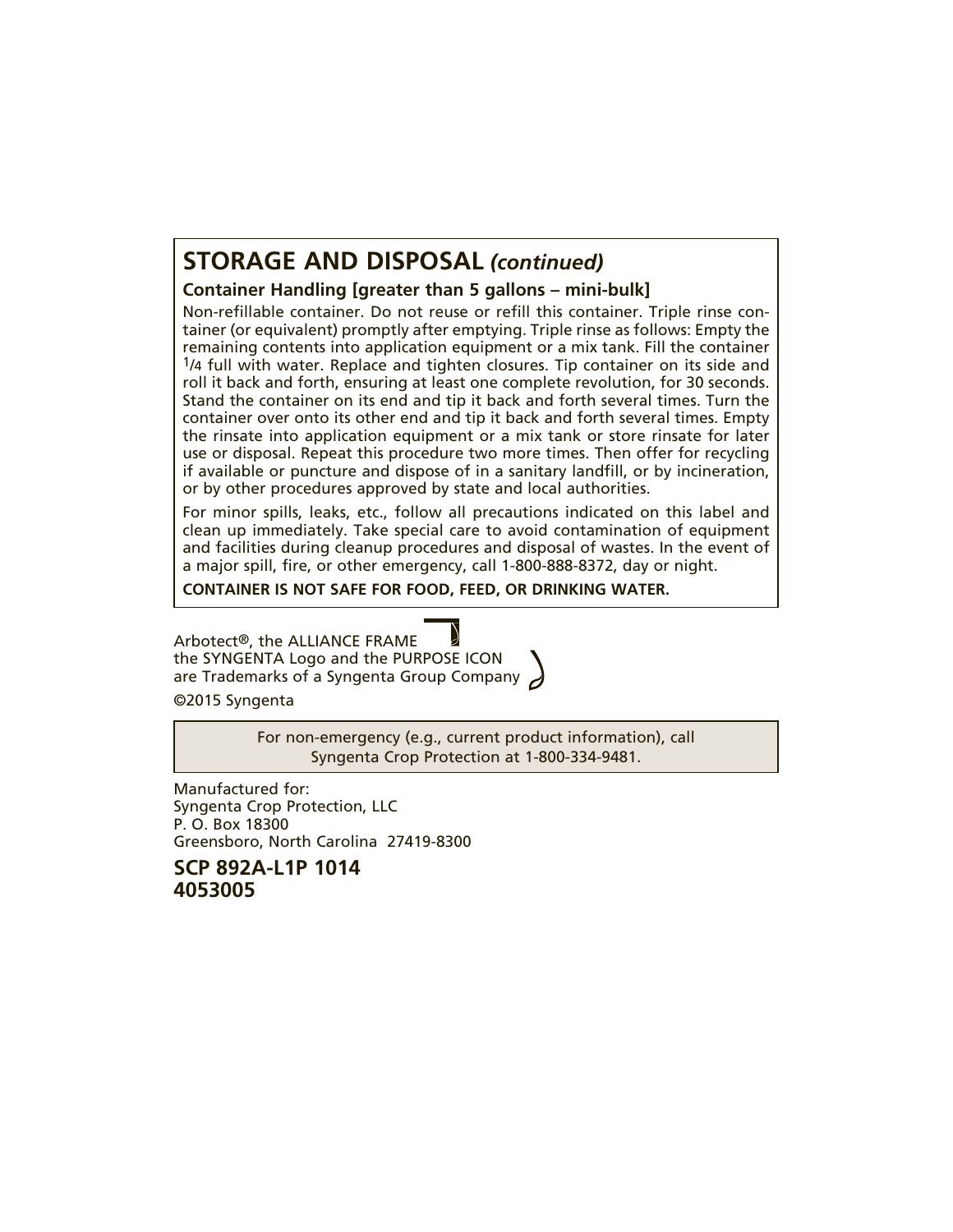## STORAGE AND DISPOSAL *(continued)*

**Container Handling [greater than 5 gallons – mini-bulk]**

Non-refillable container. Do not reuse or refill this container. Triple rinse container (or equivalent) promptly after emptying. Triple rinse as follows: Empty the remaining contents into application equipment or a mix tank. Fill the container 1/4 full with water. Replace and tighten closures. Tip container on its side and roll it back and forth, ensuring at least one complete revolution, for 30 seconds. Stand the container on its end and tip it back and forth several times. Turn the container over onto its other end and tip it back and forth several times. Empty the rinsate into application equipment or a mix tank or store rinsate for later use or disposal. Repeat this procedure two more times. Then offer for recycling if available or puncture and dispose of in a sanitary landfill, or by incineration, or by other procedures approved by state and local authorities.

For minor spills, leaks, etc., follow all precautions indicated on this label and clean up immediately. Take special care to avoid contamination of equipment and facilities during cleanup procedures and disposal of wastes. In the event of a major spill, fire, or other emergency, call 1-800-888-8372, day or night.

**CONTAINER IS NOT SAFE FOR FOOD, FEED, OR DRINKING WATER.**

Arbotect®, the ALLIANCE FRAME
the SYNGENTA Logo and the PURPOSE ICON
are Trademarks of a Syngenta Group Company

©2015 Syngenta

For non-emergency (e.g., current product information), call Syngenta Crop Protection at 1-800-334-9481.

Manufactured for:
Syngenta Crop Protection, LLC
P. O. Box 18300
Greensboro, North Carolina 27419-8300

**SCP 892A-L1P 1014**
**4053005**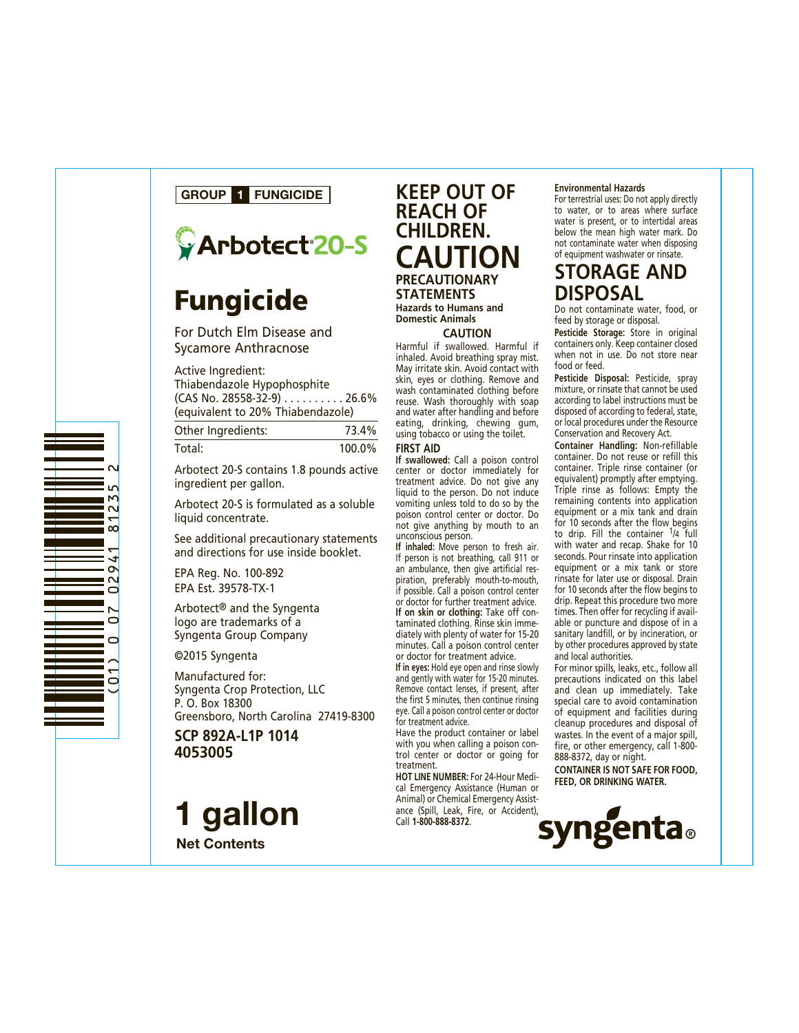**GROUP 1 FUNGICIDE**

# Arbotect® 20-S

# Fungicide

For Dutch Elm Disease and Sycamore Anthracnose

| | |
|---|---|
| Active Ingredient: | |
| Thiabendazole Hypophosphite (CAS No. 28558-32-9) | 26.6% |
| (equivalent to 20% Thiabendazole) | |
| Other Ingredients: | 73.4% |
| Total: | 100.0% |

Arbotect 20-S contains 1.8 pounds active ingredient per gallon.

Arbotect 20-S is formulated as a soluble liquid concentrate.

See additional precautionary statements and directions for use inside booklet.

EPA Reg. No. 100-892
EPA Est. 39578-TX-1

Arbotect® and the Syngenta logo are trademarks of a Syngenta Group Company

©2015 Syngenta

Manufactured for:
Syngenta Crop Protection, LLC
P. O. Box 18300
Greensboro, North Carolina 27419-8300

**SCP 892A-L1P 1014**
**4053005**

# 1 gallon

**Net Contents**

(01) 0 07 02941 81235 2

## KEEP OUT OF REACH OF CHILDREN.

# CAUTION

## PRECAUTIONARY STATEMENTS

### Hazards to Humans and Domestic Animals

**CAUTION**

Harmful if swallowed. Harmful if inhaled. Avoid breathing spray mist. May irritate skin. Avoid contact with skin, eyes or clothing. Remove and wash contaminated clothing before reuse. Wash thoroughly with soap and water after handling and before eating, drinking, chewing gum, using tobacco or using the toilet.

### FIRST AID

**If swallowed:** Call a poison control center or doctor immediately for treatment advice. Do not give any liquid to the person. Do not induce vomiting unless told to do so by the poison control center or doctor. Do not give anything by mouth to an unconscious person.

**If inhaled:** Move person to fresh air. If person is not breathing, call 911 or an ambulance, then give artificial respiration, preferably mouth-to-mouth, if possible. Call a poison control center or doctor for further treatment advice.

**If on skin or clothing:** Take off contaminated clothing. Rinse skin immediately with plenty of water for 15-20 minutes. Call a poison control center or doctor for treatment advice.

**If in eyes:** Hold eye open and rinse slowly and gently with water for 15-20 minutes. Remove contact lenses, if present, after the first 5 minutes, then continue rinsing eye. Call a poison control center or doctor for treatment advice.

Have the product container or label with you when calling a poison control center or doctor or going for treatment.

**HOT LINE NUMBER:** For 24-Hour Medical Emergency Assistance (Human or Animal) or Chemical Emergency Assistance (Spill, Leak, Fire, or Accident), Call **1-800-888-8372**.

### Environmental Hazards

For terrestrial uses: Do not apply directly to water, or to areas where surface water is present, or to intertidal areas below the mean high water mark. Do not contaminate water when disposing of equipment washwater or rinsate.

## STORAGE AND DISPOSAL

Do not contaminate water, food, or feed by storage or disposal.

**Pesticide Storage:** Store in original containers only. Keep container closed when not in use. Do not store near food or feed.

**Pesticide Disposal:** Pesticide, spray mixture, or rinsate that cannot be used according to label instructions must be disposed of according to federal, state, or local procedures under the Resource Conservation and Recovery Act.

**Container Handling:** Non-refillable container. Do not reuse or refill this container. Triple rinse container (or equivalent) promptly after emptying. Triple rinse as follows: Empty the remaining contents into application equipment or a mix tank and drain for 10 seconds after the flow begins to drip. Fill the container 1/4 full with water and recap. Shake for 10 seconds. Pour rinsate into application equipment or a mix tank or store rinsate for later use or disposal. Drain for 10 seconds after the flow begins to drip. Repeat this procedure two more times. Then offer for recycling if available or puncture and dispose of in a sanitary landfill, or by incineration, or by other procedures approved by state and local authorities.

For minor spills, leaks, etc., follow all precautions indicated on this label and clean up immediately. Take special care to avoid contamination of equipment and facilities during cleanup procedures and disposal of wastes. In the event of a major spill, fire, or other emergency, call 1-800-888-8372, day or night.

**CONTAINER IS NOT SAFE FOR FOOD, FEED, OR DRINKING WATER.**

syngenta®